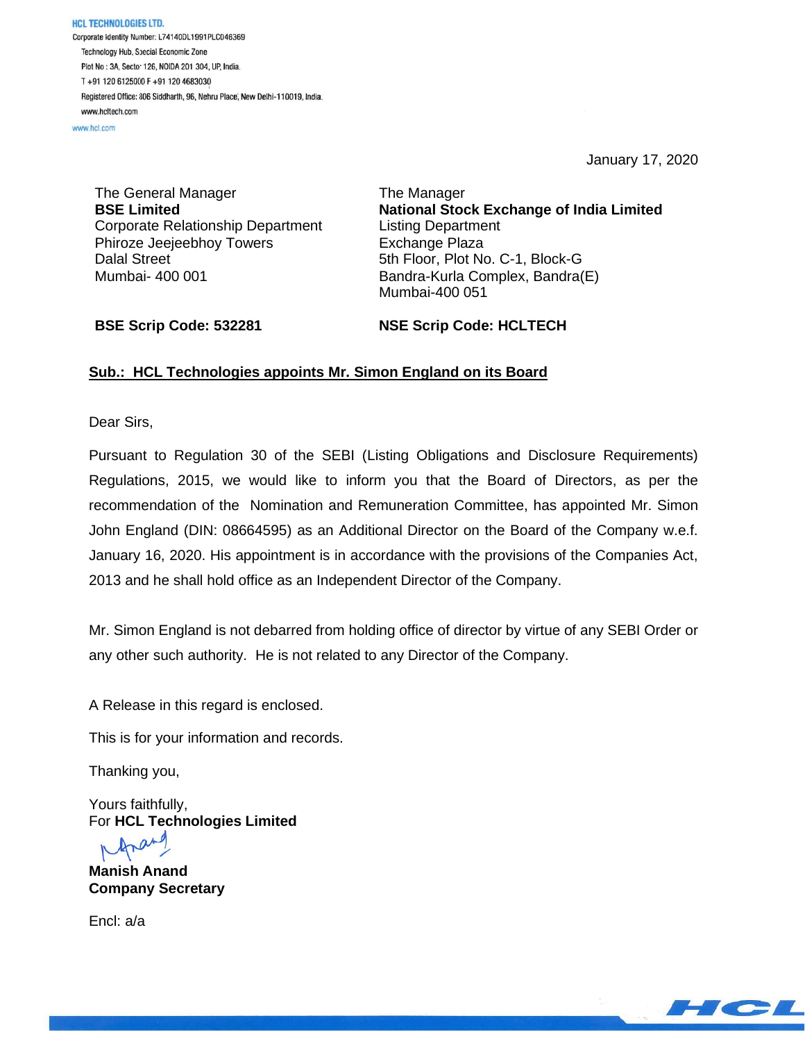**HCL TECHNOLOGIES LTD.**
Corporate Identity Number: L74140DL1991PLC046369
Technology Hub, Special Economic Zone
Plot No : 3A, Sector 126, NOIDA 201 304, UP, India.
T +91 120 6125000 F +91 120 4683030
Registered Office: 806 Siddharth, 96, Nehru Place, New Delhi-110019, India.
www.hcltech.com
www.hcl.com

January 17, 2020

The General Manager
**BSE Limited**
Corporate Relationship Department
Phiroze Jeejeebhoy Towers
Dalal Street
Mumbai- 400 001

The Manager
**National Stock Exchange of India Limited**
Listing Department
Exchange Plaza
5th Floor, Plot No. C-1, Block-G
Bandra-Kurla Complex, Bandra(E)
Mumbai-400 051

**BSE Scrip Code: 532281**

**NSE Scrip Code: HCLTECH**

**Sub.: HCL Technologies appoints Mr. Simon England on its Board**

Dear Sirs,

Pursuant to Regulation 30 of the SEBI (Listing Obligations and Disclosure Requirements) Regulations, 2015, we would like to inform you that the Board of Directors, as per the recommendation of the Nomination and Remuneration Committee, has appointed Mr. Simon John England (DIN: 08664595) as an Additional Director on the Board of the Company w.e.f. January 16, 2020. His appointment is in accordance with the provisions of the Companies Act, 2013 and he shall hold office as an Independent Director of the Company.

Mr. Simon England is not debarred from holding office of director by virtue of any SEBI Order or any other such authority. He is not related to any Director of the Company.

A Release in this regard is enclosed.

This is for your information and records.

Thanking you,

Yours faithfully,
For **HCL Technologies Limited**

**Manish Anand**
**Company Secretary**

Encl: a/a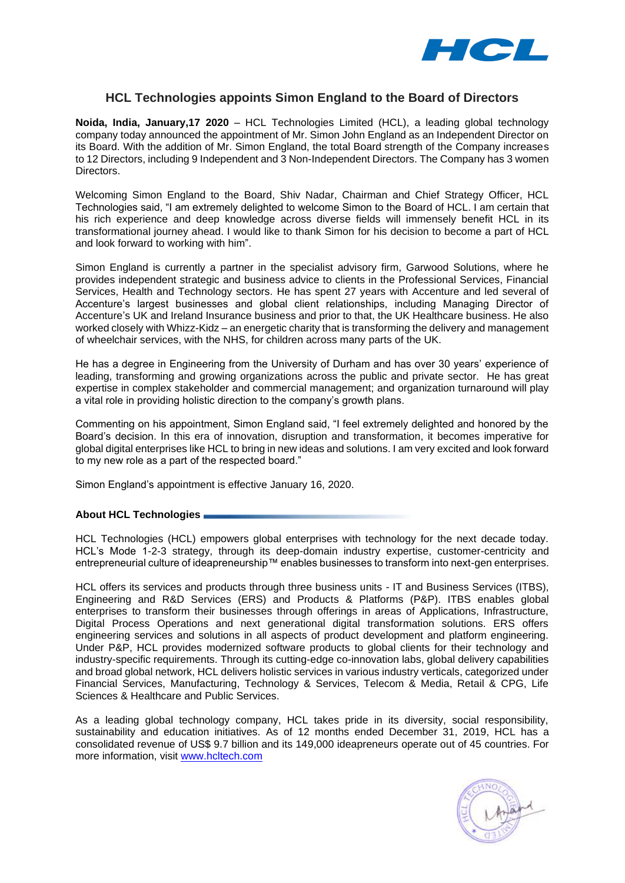# HCL Technologies appoints Simon England to the Board of Directors

**Noida, India, January,17 2020** – HCL Technologies Limited (HCL), a leading global technology company today announced the appointment of Mr. Simon John England as an Independent Director on its Board. With the addition of Mr. Simon England, the total Board strength of the Company increases to 12 Directors, including 9 Independent and 3 Non-Independent Directors. The Company has 3 women Directors.

Welcoming Simon England to the Board, Shiv Nadar, Chairman and Chief Strategy Officer, HCL Technologies said, "I am extremely delighted to welcome Simon to the Board of HCL. I am certain that his rich experience and deep knowledge across diverse fields will immensely benefit HCL in its transformational journey ahead. I would like to thank Simon for his decision to become a part of HCL and look forward to working with him".

Simon England is currently a partner in the specialist advisory firm, Garwood Solutions, where he provides independent strategic and business advice to clients in the Professional Services, Financial Services, Health and Technology sectors. He has spent 27 years with Accenture and led several of Accenture's largest businesses and global client relationships, including Managing Director of Accenture's UK and Ireland Insurance business and prior to that, the UK Healthcare business. He also worked closely with Whizz-Kidz – an energetic charity that is transforming the delivery and management of wheelchair services, with the NHS, for children across many parts of the UK.

He has a degree in Engineering from the University of Durham and has over 30 years' experience of leading, transforming and growing organizations across the public and private sector. He has great expertise in complex stakeholder and commercial management; and organization turnaround will play a vital role in providing holistic direction to the company's growth plans.

Commenting on his appointment, Simon England said, "I feel extremely delighted and honored by the Board's decision. In this era of innovation, disruption and transformation, it becomes imperative for global digital enterprises like HCL to bring in new ideas and solutions. I am very excited and look forward to my new role as a part of the respected board."

Simon England's appointment is effective January 16, 2020.

**About HCL Technologies**

HCL Technologies (HCL) empowers global enterprises with technology for the next decade today. HCL's Mode 1-2-3 strategy, through its deep-domain industry expertise, customer-centricity and entrepreneurial culture of ideapreneurship™ enables businesses to transform into next-gen enterprises.

HCL offers its services and products through three business units - IT and Business Services (ITBS), Engineering and R&D Services (ERS) and Products & Platforms (P&P). ITBS enables global enterprises to transform their businesses through offerings in areas of Applications, Infrastructure, Digital Process Operations and next generational digital transformation solutions. ERS offers engineering services and solutions in all aspects of product development and platform engineering. Under P&P, HCL provides modernized software products to global clients for their technology and industry-specific requirements. Through its cutting-edge co-innovation labs, global delivery capabilities and broad global network, HCL delivers holistic services in various industry verticals, categorized under Financial Services, Manufacturing, Technology & Services, Telecom & Media, Retail & CPG, Life Sciences & Healthcare and Public Services.

As a leading global technology company, HCL takes pride in its diversity, social responsibility, sustainability and education initiatives. As of 12 months ended December 31, 2019, HCL has a consolidated revenue of US$ 9.7 billion and its 149,000 ideapreneurs operate out of 45 countries. For more information, visit www.hcltech.com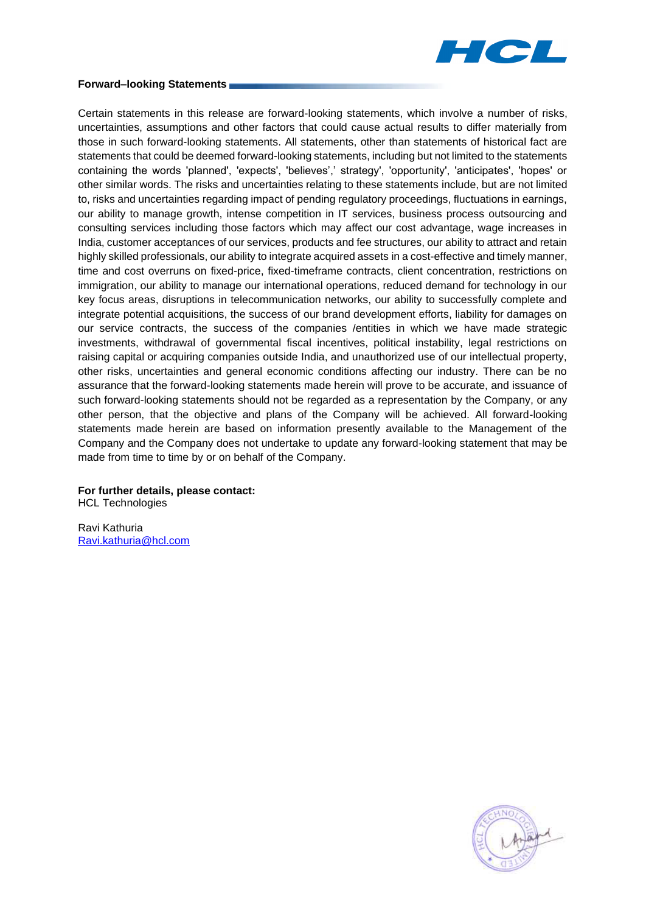**Forward–looking Statements**

Certain statements in this release are forward-looking statements, which involve a number of risks, uncertainties, assumptions and other factors that could cause actual results to differ materially from those in such forward-looking statements. All statements, other than statements of historical fact are statements that could be deemed forward-looking statements, including but not limited to the statements containing the words 'planned', 'expects', 'believes',' strategy', 'opportunity', 'anticipates', 'hopes' or other similar words. The risks and uncertainties relating to these statements include, but are not limited to, risks and uncertainties regarding impact of pending regulatory proceedings, fluctuations in earnings, our ability to manage growth, intense competition in IT services, business process outsourcing and consulting services including those factors which may affect our cost advantage, wage increases in India, customer acceptances of our services, products and fee structures, our ability to attract and retain highly skilled professionals, our ability to integrate acquired assets in a cost-effective and timely manner, time and cost overruns on fixed-price, fixed-timeframe contracts, client concentration, restrictions on immigration, our ability to manage our international operations, reduced demand for technology in our key focus areas, disruptions in telecommunication networks, our ability to successfully complete and integrate potential acquisitions, the success of our brand development efforts, liability for damages on our service contracts, the success of the companies /entities in which we have made strategic investments, withdrawal of governmental fiscal incentives, political instability, legal restrictions on raising capital or acquiring companies outside India, and unauthorized use of our intellectual property, other risks, uncertainties and general economic conditions affecting our industry. There can be no assurance that the forward-looking statements made herein will prove to be accurate, and issuance of such forward-looking statements should not be regarded as a representation by the Company, or any other person, that the objective and plans of the Company will be achieved. All forward-looking statements made herein are based on information presently available to the Management of the Company and the Company does not undertake to update any forward-looking statement that may be made from time to time by or on behalf of the Company.

**For further details, please contact:**
HCL Technologies

Ravi Kathuria
Ravi.kathuria@hcl.com